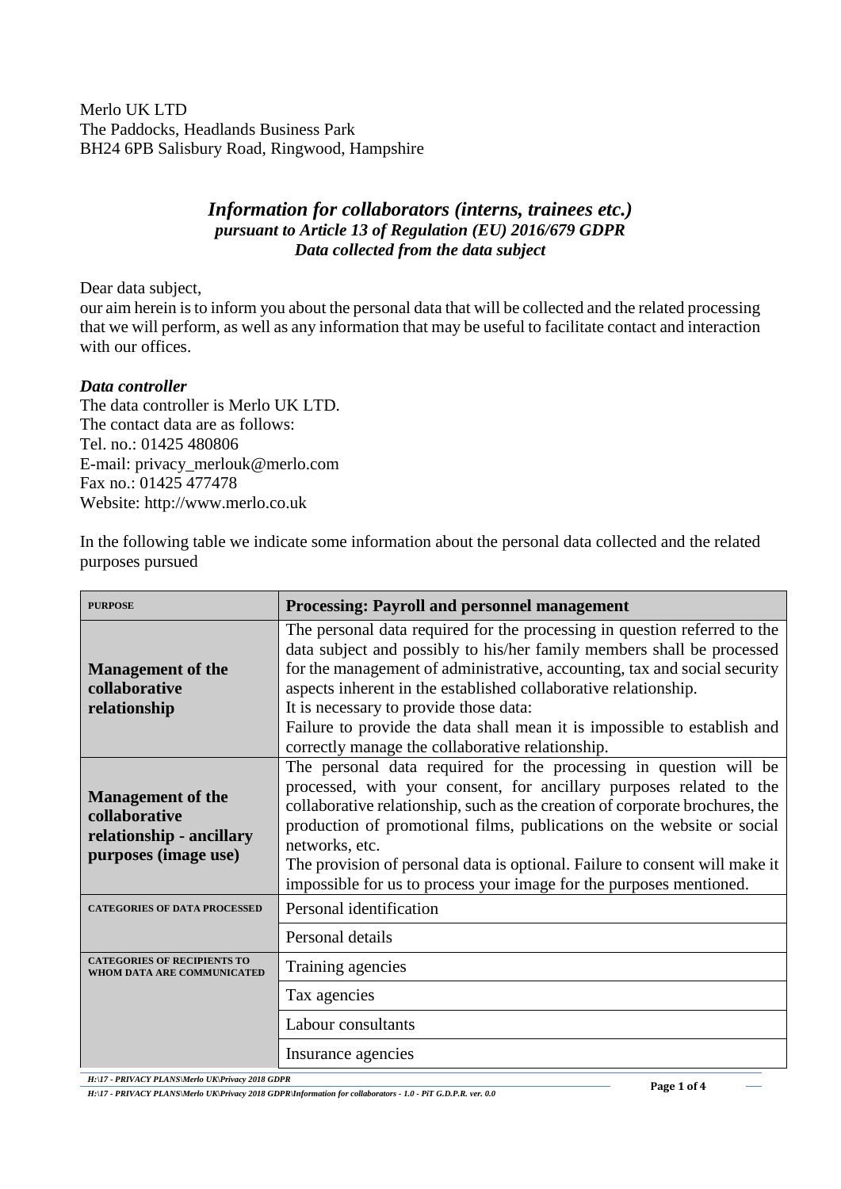Merlo UK LTD
The Paddocks, Headlands Business Park
BH24 6PB Salisbury Road, Ringwood, Hampshire

## *Information for collaborators (interns, trainees etc.)*
### *pursuant to Article 13 of Regulation (EU) 2016/679 GDPR*
### *Data collected from the data subject*

Dear data subject,
our aim herein is to inform you about the personal data that will be collected and the related processing that we will perform, as well as any information that may be useful to facilitate contact and interaction with our offices.

***Data controller***
The data controller is Merlo UK LTD.
The contact data are as follows:
Tel. no.: 01425 480806
E-mail: privacy_merlouk@merlo.com
Fax no.: 01425 477478
Website: http://www.merlo.co.uk

In the following table we indicate some information about the personal data collected and the related purposes pursued

| PURPOSE | Processing: Payroll and personnel management |
|---|---|
| **Management of the collaborative relationship** | The personal data required for the processing in question referred to the data subject and possibly to his/her family members shall be processed for the management of administrative, accounting, tax and social security aspects inherent in the established collaborative relationship.<br>It is necessary to provide those data:<br>Failure to provide the data shall mean it is impossible to establish and correctly manage the collaborative relationship. |
| **Management of the collaborative relationship - ancillary purposes (image use)** | The personal data required for the processing in question will be processed, with your consent, for ancillary purposes related to the collaborative relationship, such as the creation of corporate brochures, the production of promotional films, publications on the website or social networks, etc.<br>The provision of personal data is optional. Failure to consent will make it impossible for us to process your image for the purposes mentioned. |
| CATEGORIES OF DATA PROCESSED | Personal identification |
| | Personal details |
| CATEGORIES OF RECIPIENTS TO WHOM DATA ARE COMMUNICATED | Training agencies |
| | Tax agencies |
| | Labour consultants |
| | Insurance agencies |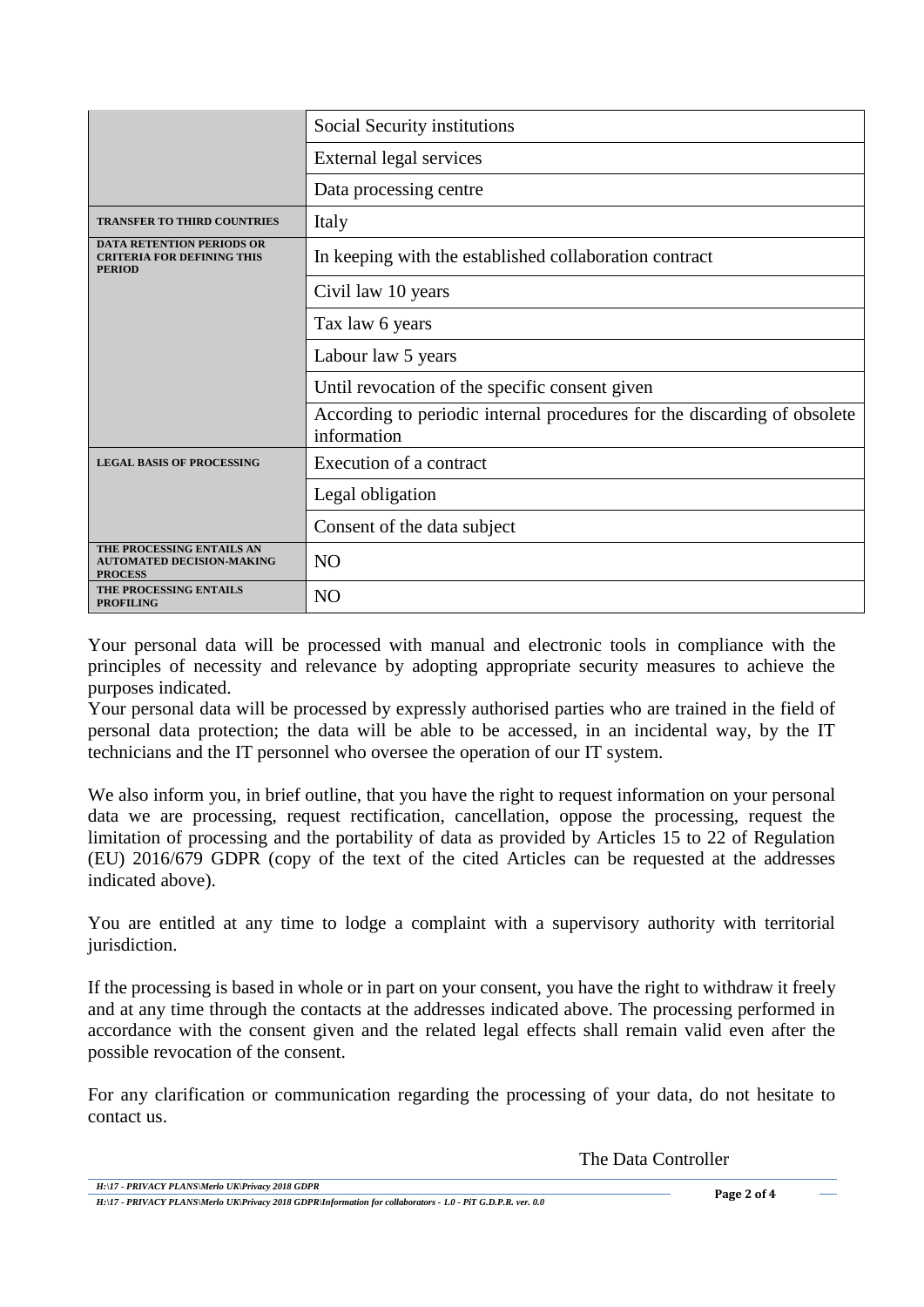| | |
|---|---|
| | Social Security institutions |
| | External legal services |
| | Data processing centre |
| **TRANSFER TO THIRD COUNTRIES** | Italy |
| **DATA RETENTION PERIODS OR CRITERIA FOR DEFINING THIS PERIOD** | In keeping with the established collaboration contract |
| | Civil law 10 years |
| | Tax law 6 years |
| | Labour law 5 years |
| | Until revocation of the specific consent given |
| | According to periodic internal procedures for the discarding of obsolete information |
| **LEGAL BASIS OF PROCESSING** | Execution of a contract |
| | Legal obligation |
| | Consent of the data subject |
| **THE PROCESSING ENTAILS AN AUTOMATED DECISION-MAKING PROCESS** | NO |
| **THE PROCESSING ENTAILS PROFILING** | NO |

Your personal data will be processed with manual and electronic tools in compliance with the principles of necessity and relevance by adopting appropriate security measures to achieve the purposes indicated.
Your personal data will be processed by expressly authorised parties who are trained in the field of personal data protection; the data will be able to be accessed, in an incidental way, by the IT technicians and the IT personnel who oversee the operation of our IT system.

We also inform you, in brief outline, that you have the right to request information on your personal data we are processing, request rectification, cancellation, oppose the processing, request the limitation of processing and the portability of data as provided by Articles 15 to 22 of Regulation (EU) 2016/679 GDPR (copy of the text of the cited Articles can be requested at the addresses indicated above).

You are entitled at any time to lodge a complaint with a supervisory authority with territorial jurisdiction.

If the processing is based in whole or in part on your consent, you have the right to withdraw it freely and at any time through the contacts at the addresses indicated above. The processing performed in accordance with the consent given and the related legal effects shall remain valid even after the possible revocation of the consent.

For any clarification or communication regarding the processing of your data, do not hesitate to contact us.

The Data Controller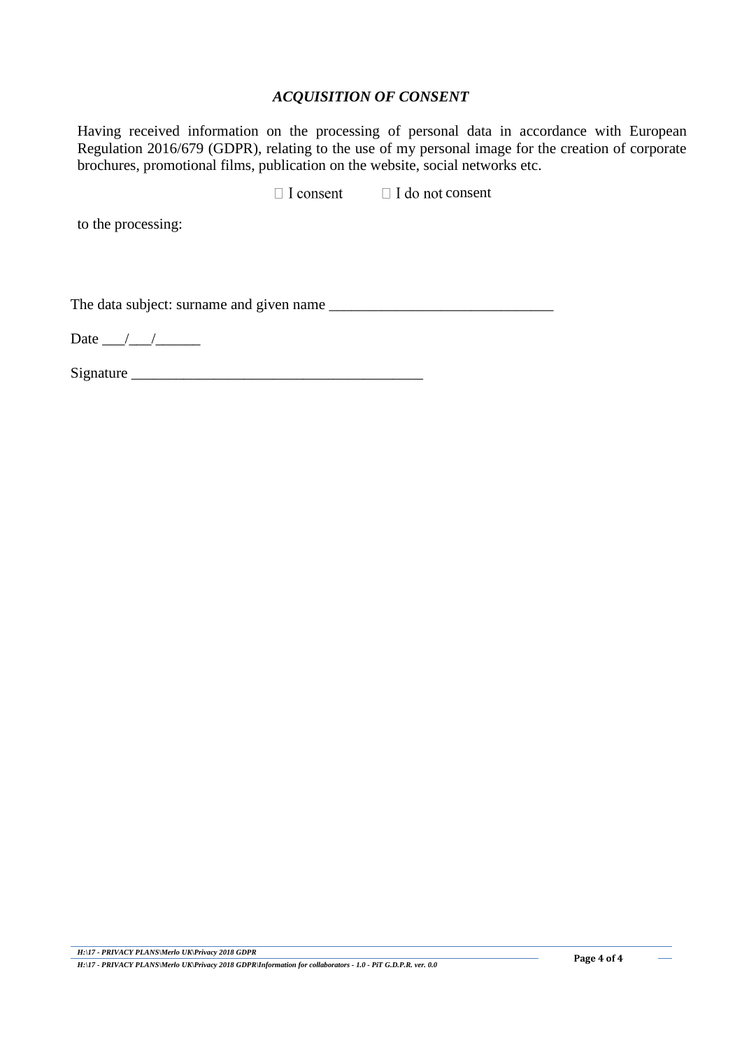### *ACQUISITION OF CONSENT*

Having received information on the processing of personal data in accordance with European Regulation 2016/679 (GDPR), relating to the use of my personal image for the creation of corporate brochures, promotional films, publication on the website, social networks etc.

☐ I consent ☐ I do not consent

to the processing:

The data subject: surname and given name ______________________________

Date ___/___/______

Signature _______________________________________